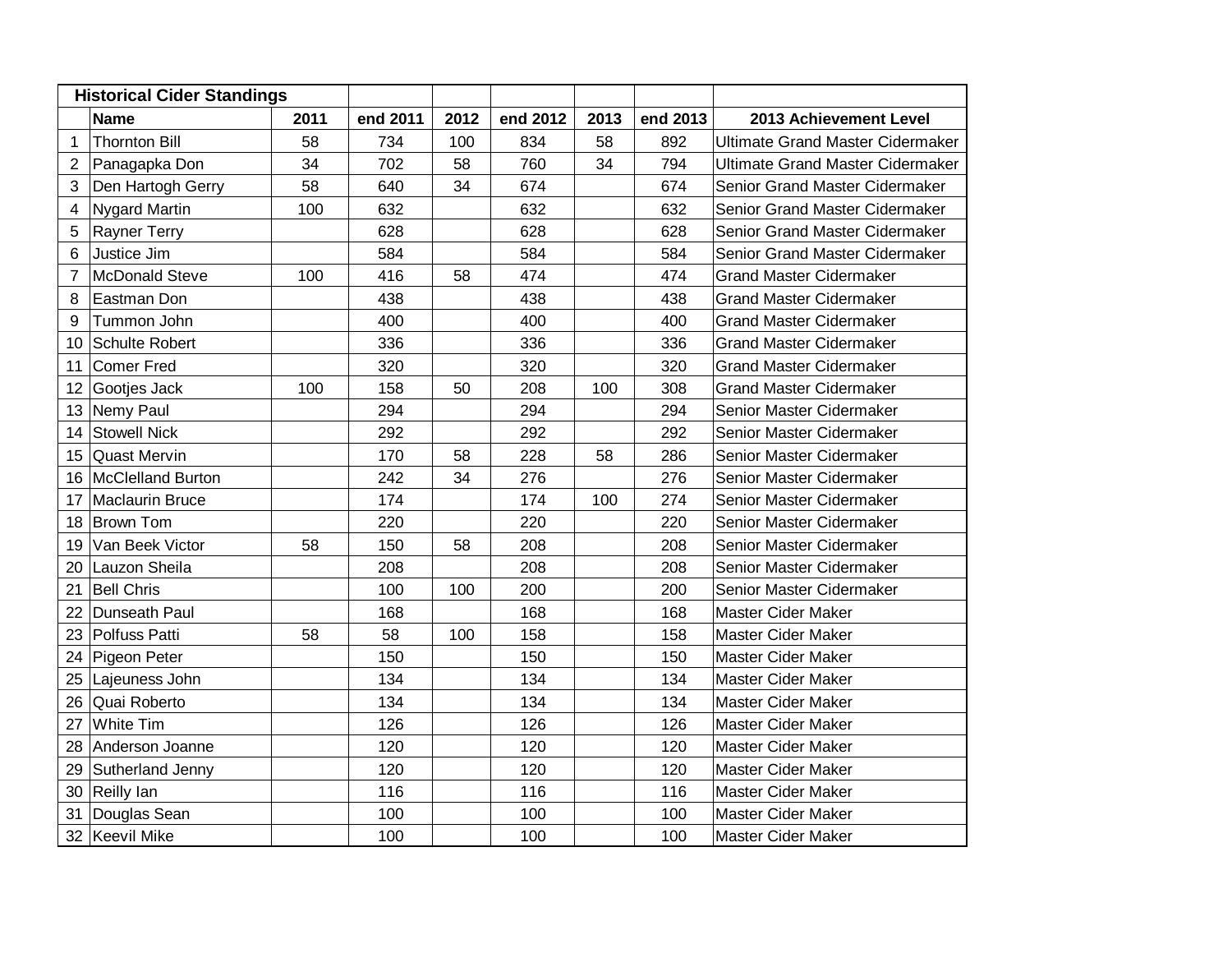| Historical Cider Standings | | | | | | | | |
|---|---|---|---|---|---|---|---|---|
| | **Name** | **2011** | **end 2011** | **2012** | **end 2012** | **2013** | **end 2013** | **2013 Achievement Level** |
| 1 | Thornton Bill | 58 | 734 | 100 | 834 | 58 | 892 | Ultimate Grand Master Cidermaker |
| 2 | Panagapka Don | 34 | 702 | 58 | 760 | 34 | 794 | Ultimate Grand Master Cidermaker |
| 3 | Den Hartogh Gerry | 58 | 640 | 34 | 674 | | 674 | Senior Grand Master Cidermaker |
| 4 | Nygard Martin | 100 | 632 | | 632 | | 632 | Senior Grand Master Cidermaker |
| 5 | Rayner Terry | | 628 | | 628 | | 628 | Senior Grand Master Cidermaker |
| 6 | Justice Jim | | 584 | | 584 | | 584 | Senior Grand Master Cidermaker |
| 7 | McDonald Steve | 100 | 416 | 58 | 474 | | 474 | Grand Master Cidermaker |
| 8 | Eastman Don | | 438 | | 438 | | 438 | Grand Master Cidermaker |
| 9 | Tummon John | | 400 | | 400 | | 400 | Grand Master Cidermaker |
| 10 | Schulte Robert | | 336 | | 336 | | 336 | Grand Master Cidermaker |
| 11 | Comer Fred | | 320 | | 320 | | 320 | Grand Master Cidermaker |
| 12 | Gootjes Jack | 100 | 158 | 50 | 208 | 100 | 308 | Grand Master Cidermaker |
| 13 | Nemy Paul | | 294 | | 294 | | 294 | Senior Master Cidermaker |
| 14 | Stowell Nick | | 292 | | 292 | | 292 | Senior Master Cidermaker |
| 15 | Quast Mervin | | 170 | 58 | 228 | 58 | 286 | Senior Master Cidermaker |
| 16 | McClelland Burton | | 242 | 34 | 276 | | 276 | Senior Master Cidermaker |
| 17 | Maclaurin Bruce | | 174 | | 174 | 100 | 274 | Senior Master Cidermaker |
| 18 | Brown Tom | | 220 | | 220 | | 220 | Senior Master Cidermaker |
| 19 | Van Beek Victor | 58 | 150 | 58 | 208 | | 208 | Senior Master Cidermaker |
| 20 | Lauzon Sheila | | 208 | | 208 | | 208 | Senior Master Cidermaker |
| 21 | Bell Chris | | 100 | 100 | 200 | | 200 | Senior Master Cidermaker |
| 22 | Dunseath Paul | | 168 | | 168 | | 168 | Master Cider Maker |
| 23 | Polfuss Patti | 58 | 58 | 100 | 158 | | 158 | Master Cider Maker |
| 24 | Pigeon Peter | | 150 | | 150 | | 150 | Master Cider Maker |
| 25 | Lajeuness John | | 134 | | 134 | | 134 | Master Cider Maker |
| 26 | Quai Roberto | | 134 | | 134 | | 134 | Master Cider Maker |
| 27 | White Tim | | 126 | | 126 | | 126 | Master Cider Maker |
| 28 | Anderson Joanne | | 120 | | 120 | | 120 | Master Cider Maker |
| 29 | Sutherland Jenny | | 120 | | 120 | | 120 | Master Cider Maker |
| 30 | Reilly Ian | | 116 | | 116 | | 116 | Master Cider Maker |
| 31 | Douglas Sean | | 100 | | 100 | | 100 | Master Cider Maker |
| 32 | Keevil Mike | | 100 | | 100 | | 100 | Master Cider Maker |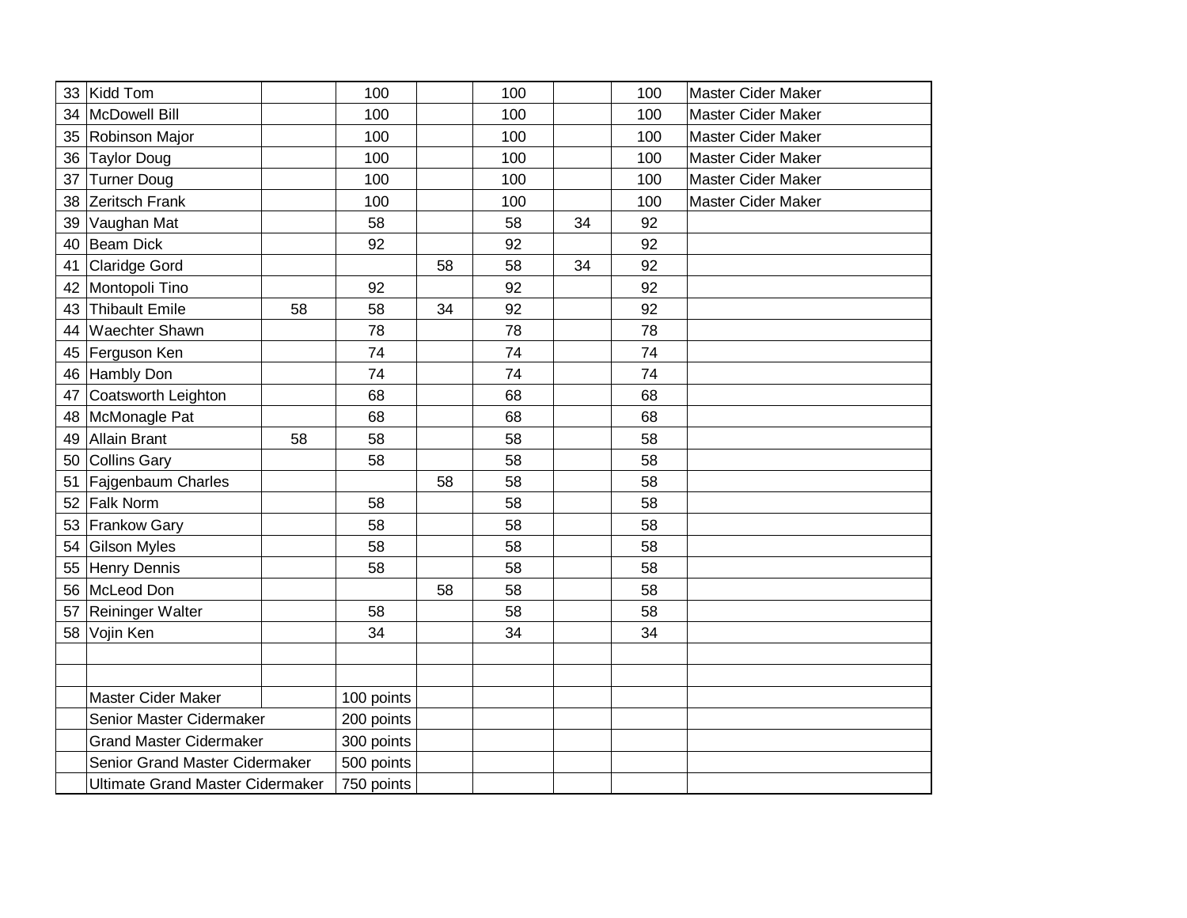| | | | | | | | | |
|---|---|---|---|---|---|---|---|---|
| 33 | Kidd Tom | | 100 | | 100 | | 100 | Master Cider Maker |
| 34 | McDowell Bill | | 100 | | 100 | | 100 | Master Cider Maker |
| 35 | Robinson Major | | 100 | | 100 | | 100 | Master Cider Maker |
| 36 | Taylor Doug | | 100 | | 100 | | 100 | Master Cider Maker |
| 37 | Turner Doug | | 100 | | 100 | | 100 | Master Cider Maker |
| 38 | Zeritsch Frank | | 100 | | 100 | | 100 | Master Cider Maker |
| 39 | Vaughan Mat | | 58 | | 58 | 34 | 92 | |
| 40 | Beam Dick | | 92 | | 92 | | 92 | |
| 41 | Claridge Gord | | | 58 | 58 | 34 | 92 | |
| 42 | Montopoli Tino | | 92 | | 92 | | 92 | |
| 43 | Thibault Emile | 58 | 58 | 34 | 92 | | 92 | |
| 44 | Waechter Shawn | | 78 | | 78 | | 78 | |
| 45 | Ferguson Ken | | 74 | | 74 | | 74 | |
| 46 | Hambly Don | | 74 | | 74 | | 74 | |
| 47 | Coatsworth Leighton | | 68 | | 68 | | 68 | |
| 48 | McMonagle Pat | | 68 | | 68 | | 68 | |
| 49 | Allain Brant | 58 | 58 | | 58 | | 58 | |
| 50 | Collins Gary | | 58 | | 58 | | 58 | |
| 51 | Fajgenbaum Charles | | | 58 | 58 | | 58 | |
| 52 | Falk Norm | | 58 | | 58 | | 58 | |
| 53 | Frankow Gary | | 58 | | 58 | | 58 | |
| 54 | Gilson Myles | | 58 | | 58 | | 58 | |
| 55 | Henry Dennis | | 58 | | 58 | | 58 | |
| 56 | McLeod Don | | | 58 | 58 | | 58 | |
| 57 | Reininger Walter | | 58 | | 58 | | 58 | |
| 58 | Vojin Ken | | 34 | | 34 | | 34 | |
| | | | | | | | | |
| | | | | | | | | |
| | Master Cider Maker | | 100 points | | | | | |
| | Senior Master Cidermaker | | 200 points | | | | | |
| | Grand Master Cidermaker | | 300 points | | | | | |
| | Senior Grand Master Cidermaker | | 500 points | | | | | |
| | Ultimate Grand Master Cidermaker | | 750 points | | | | | |